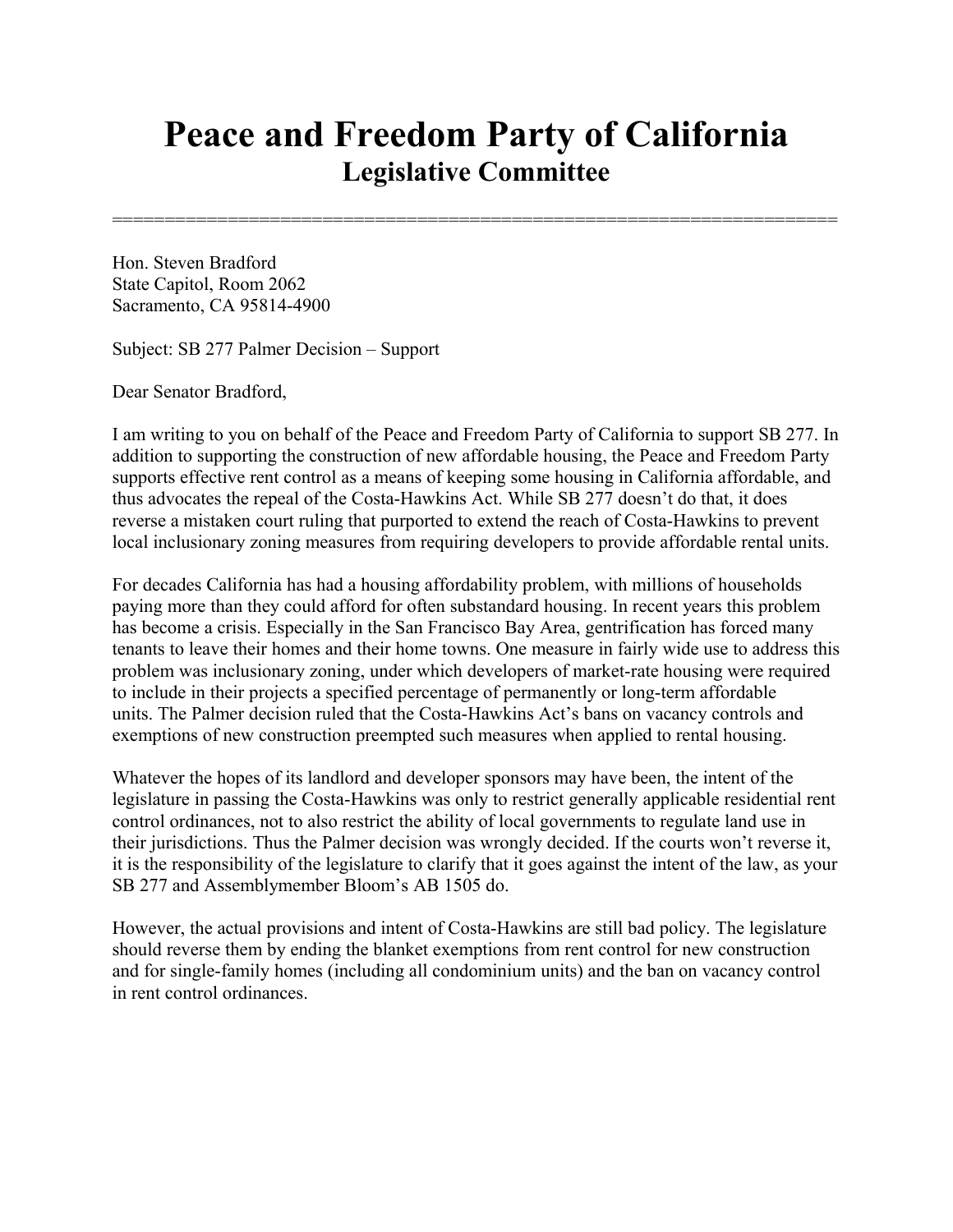# Peace and Freedom Party of California

## Legislative Committee

---

Hon. Steven Bradford  
State Capitol, Room 2062  
Sacramento, CA 95814-4900

Subject: SB 277 Palmer Decision – Support

Dear Senator Bradford,

I am writing to you on behalf of the Peace and Freedom Party of California to support SB 277. In addition to supporting the construction of new affordable housing, the Peace and Freedom Party supports effective rent control as a means of keeping some housing in California affordable, and thus advocates the repeal of the Costa-Hawkins Act. While SB 277 doesn't do that, it does reverse a mistaken court ruling that purported to extend the reach of Costa-Hawkins to prevent local inclusionary zoning measures from requiring developers to provide affordable rental units.

For decades California has had a housing affordability problem, with millions of households paying more than they could afford for often substandard housing. In recent years this problem has become a crisis. Especially in the San Francisco Bay Area, gentrification has forced many tenants to leave their homes and their home towns. One measure in fairly wide use to address this problem was inclusionary zoning, under which developers of market-rate housing were required to include in their projects a specified percentage of permanently or long-term affordable units. The Palmer decision ruled that the Costa-Hawkins Act's bans on vacancy controls and exemptions of new construction preempted such measures when applied to rental housing.

Whatever the hopes of its landlord and developer sponsors may have been, the intent of the legislature in passing the Costa-Hawkins was only to restrict generally applicable residential rent control ordinances, not to also restrict the ability of local governments to regulate land use in their jurisdictions. Thus the Palmer decision was wrongly decided. If the courts won't reverse it, it is the responsibility of the legislature to clarify that it goes against the intent of the law, as your SB 277 and Assemblymember Bloom's AB 1505 do.

However, the actual provisions and intent of Costa-Hawkins are still bad policy. The legislature should reverse them by ending the blanket exemptions from rent control for new construction and for single-family homes (including all condominium units) and the ban on vacancy control in rent control ordinances.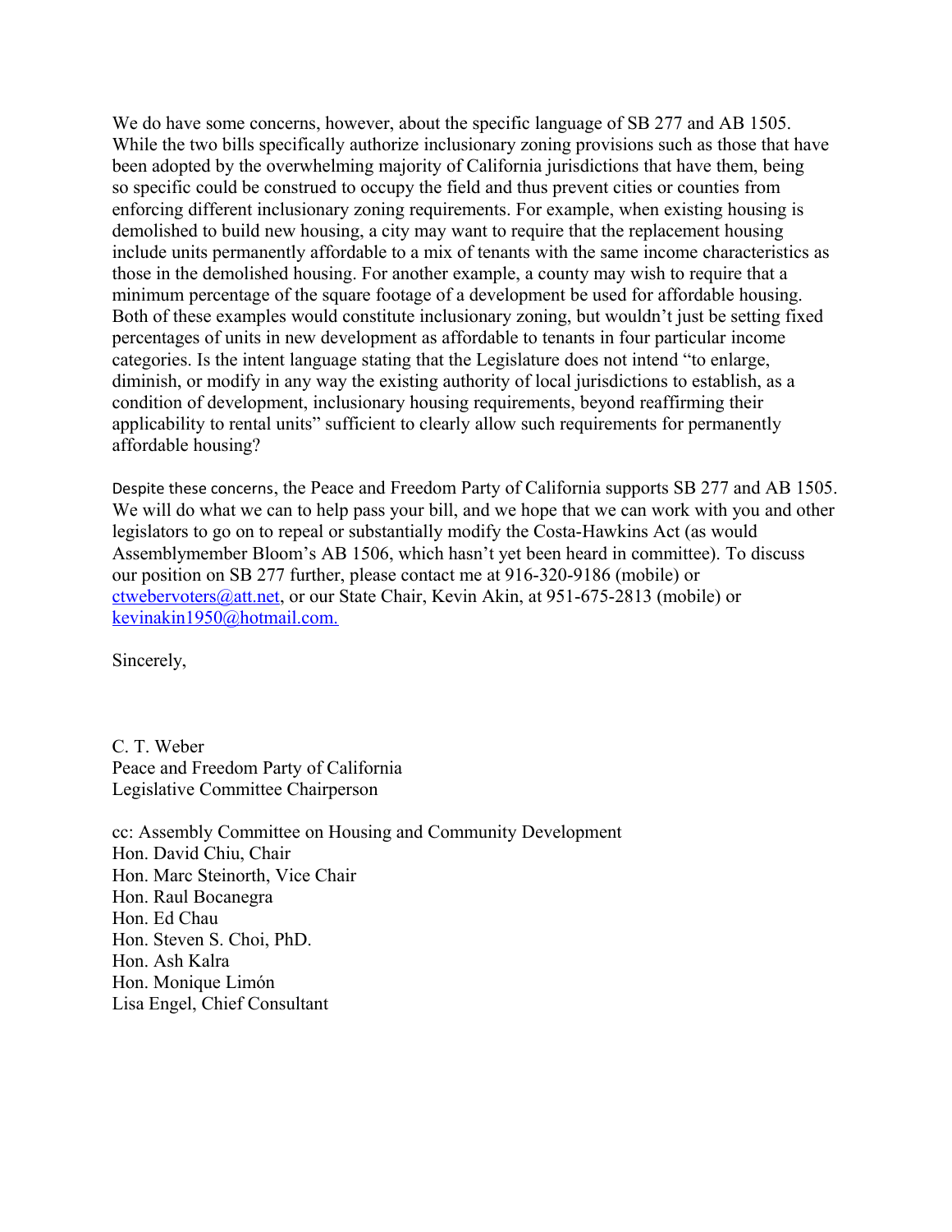We do have some concerns, however, about the specific language of SB 277 and AB 1505. While the two bills specifically authorize inclusionary zoning provisions such as those that have been adopted by the overwhelming majority of California jurisdictions that have them, being so specific could be construed to occupy the field and thus prevent cities or counties from enforcing different inclusionary zoning requirements. For example, when existing housing is demolished to build new housing, a city may want to require that the replacement housing include units permanently affordable to a mix of tenants with the same income characteristics as those in the demolished housing. For another example, a county may wish to require that a minimum percentage of the square footage of a development be used for affordable housing. Both of these examples would constitute inclusionary zoning, but wouldn't just be setting fixed percentages of units in new development as affordable to tenants in four particular income categories. Is the intent language stating that the Legislature does not intend "to enlarge, diminish, or modify in any way the existing authority of local jurisdictions to establish, as a condition of development, inclusionary housing requirements, beyond reaffirming their applicability to rental units" sufficient to clearly allow such requirements for permanently affordable housing?

Despite these concerns, the Peace and Freedom Party of California supports SB 277 and AB 1505. We will do what we can to help pass your bill, and we hope that we can work with you and other legislators to go on to repeal or substantially modify the Costa-Hawkins Act (as would Assemblymember Bloom's AB 1506, which hasn't yet been heard in committee). To discuss our position on SB 277 further, please contact me at 916-320-9186 (mobile) or ctwebervoters@att.net, or our State Chair, Kevin Akin, at 951-675-2813 (mobile) or kevinakin1950@hotmail.com.

Sincerely,

C. T. Weber
Peace and Freedom Party of California
Legislative Committee Chairperson

cc: Assembly Committee on Housing and Community Development
Hon. David Chiu, Chair
Hon. Marc Steinorth, Vice Chair
Hon. Raul Bocanegra
Hon. Ed Chau
Hon. Steven S. Choi, PhD.
Hon. Ash Kalra
Hon. Monique Limón
Lisa Engel, Chief Consultant